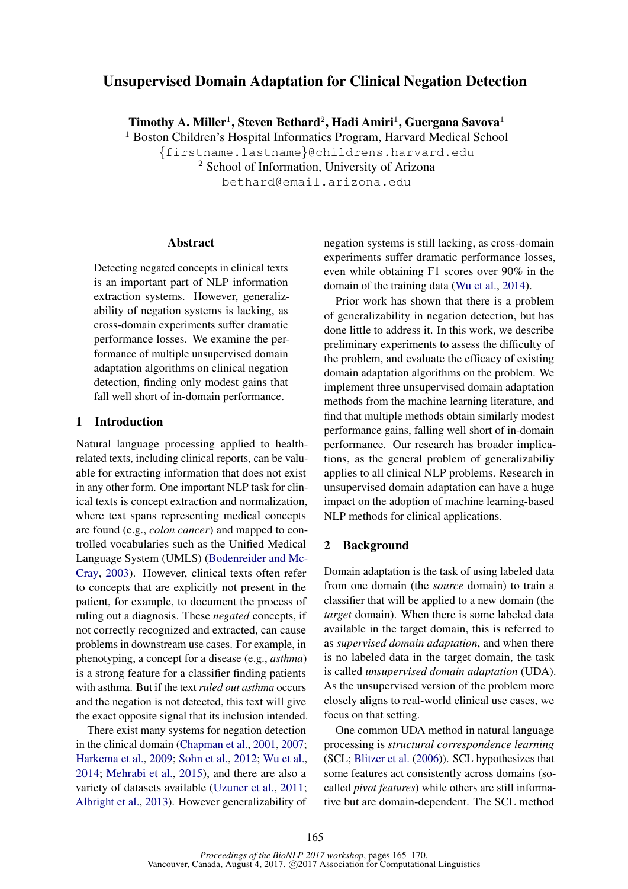# Unsupervised Domain Adaptation for Clinical Negation Detection

**Timothy A. Miller**[1], **Steven Bethard**[2], **Hadi Amiri**[1], **Guergana Savova**[1]

[1] Boston Children's Hospital Informatics Program, Harvard Medical School
{firstname.lastname}@childrens.harvard.edu
[2] School of Information, University of Arizona
bethard@email.arizona.edu

## Abstract

Detecting negated concepts in clinical texts is an important part of NLP information extraction systems. However, generalizability of negation systems is lacking, as cross-domain experiments suffer dramatic performance losses. We examine the performance of multiple unsupervised domain adaptation algorithms on clinical negation detection, finding only modest gains that fall well short of in-domain performance.

## 1 Introduction

Natural language processing applied to health-related texts, including clinical reports, can be valuable for extracting information that does not exist in any other form. One important NLP task for clinical texts is concept extraction and normalization, where text spans representing medical concepts are found (e.g., *colon cancer*) and mapped to controlled vocabularies such as the Unified Medical Language System (UMLS) (Bodenreider and McCray, 2003). However, clinical texts often refer to concepts that are explicitly not present in the patient, for example, to document the process of ruling out a diagnosis. These *negated* concepts, if not correctly recognized and extracted, can cause problems in downstream use cases. For example, in phenotyping, a concept for a disease (e.g., *asthma*) is a strong feature for a classifier finding patients with asthma. But if the text *ruled out asthma* occurs and the negation is not detected, this text will give the exact opposite signal that its inclusion intended.

There exist many systems for negation detection in the clinical domain (Chapman et al., 2001, 2007; Harkema et al., 2009; Sohn et al., 2012; Wu et al., 2014; Mehrabi et al., 2015), and there are also a variety of datasets available (Uzuner et al., 2011; Albright et al., 2013). However generalizability of negation systems is still lacking, as cross-domain experiments suffer dramatic performance losses, even while obtaining F1 scores over 90% in the domain of the training data (Wu et al., 2014).

Prior work has shown that there is a problem of generalizability in negation detection, but has done little to address it. In this work, we describe preliminary experiments to assess the difficulty of the problem, and evaluate the efficacy of existing domain adaptation algorithms on the problem. We implement three unsupervised domain adaptation methods from the machine learning literature, and find that multiple methods obtain similarly modest performance gains, falling well short of in-domain performance. Our research has broader implications, as the general problem of generalizabiliy applies to all clinical NLP problems. Research in unsupervised domain adaptation can have a huge impact on the adoption of machine learning-based NLP methods for clinical applications.

## 2 Background

Domain adaptation is the task of using labeled data from one domain (the *source* domain) to train a classifier that will be applied to a new domain (the *target* domain). When there is some labeled data available in the target domain, this is referred to as *supervised domain adaptation*, and when there is no labeled data in the target domain, the task is called *unsupervised domain adaptation* (UDA). As the unsupervised version of the problem more closely aligns to real-world clinical use cases, we focus on that setting.

One common UDA method in natural language processing is *structural correspondence learning* (SCL; Blitzer et al. (2006)). SCL hypothesizes that some features act consistently across domains (so-called *pivot features*) while others are still informative but are domain-dependent. The SCL method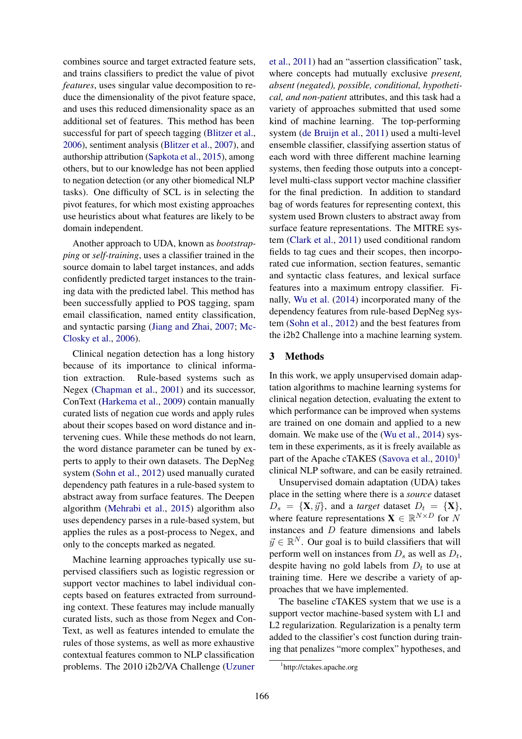combines source and target extracted feature sets, and trains classifiers to predict the value of pivot *features*, uses singular value decomposition to reduce the dimensionality of the pivot feature space, and uses this reduced dimensionality space as an additional set of features. This method has been successful for part of speech tagging (Blitzer et al., 2006), sentiment analysis (Blitzer et al., 2007), and authorship attribution (Sapkota et al., 2015), among others, but to our knowledge has not been applied to negation detection (or any other biomedical NLP tasks). One difficulty of SCL is in selecting the pivot features, for which most existing approaches use heuristics about what features are likely to be domain independent.

Another approach to UDA, known as *bootstrapping* or *self-training*, uses a classifier trained in the source domain to label target instances, and adds confidently predicted target instances to the training data with the predicted label. This method has been successfully applied to POS tagging, spam email classification, named entity classification, and syntactic parsing (Jiang and Zhai, 2007; McClosky et al., 2006).

Clinical negation detection has a long history because of its importance to clinical information extraction. Rule-based systems such as Negex (Chapman et al., 2001) and its successor, ConText (Harkema et al., 2009) contain manually curated lists of negation cue words and apply rules about their scopes based on word distance and intervening cues. While these methods do not learn, the word distance parameter can be tuned by experts to apply to their own datasets. The DepNeg system (Sohn et al., 2012) used manually curated dependency path features in a rule-based system to abstract away from surface features. The Deepen algorithm (Mehrabi et al., 2015) algorithm also uses dependency parses in a rule-based system, but applies the rules as a post-process to Negex, and only to the concepts marked as negated.

Machine learning approaches typically use supervised classifiers such as logistic regression or support vector machines to label individual concepts based on features extracted from surrounding context. These features may include manually curated lists, such as those from Negex and ConText, as well as features intended to emulate the rules of those systems, as well as more exhaustive contextual features common to NLP classification problems. The 2010 i2b2/VA Challenge (Uzuner et al., 2011) had an "assertion classification" task, where concepts had mutually exclusive *present, absent (negated), possible, conditional, hypothetical, and non-patient* attributes, and this task had a variety of approaches submitted that used some kind of machine learning. The top-performing system (de Bruijn et al., 2011) used a multi-level ensemble classifier, classifying assertion status of each word with three different machine learning systems, then feeding those outputs into a concept-level multi-class support vector machine classifier for the final prediction. In addition to standard bag of words features for representing context, this system used Brown clusters to abstract away from surface feature representations. The MITRE system (Clark et al., 2011) used conditional random fields to tag cues and their scopes, then incorporated cue information, section features, semantic and syntactic class features, and lexical surface features into a maximum entropy classifier. Finally, Wu et al. (2014) incorporated many of the dependency features from rule-based DepNeg system (Sohn et al., 2012) and the best features from the i2b2 Challenge into a machine learning system.

## 3 Methods

In this work, we apply unsupervised domain adaptation algorithms to machine learning systems for clinical negation detection, evaluating the extent to which performance can be improved when systems are trained on one domain and applied to a new domain. We make use of the (Wu et al., 2014) system in these experiments, as it is freely available as part of the Apache cTAKES (Savova et al., 2010)[1] clinical NLP software, and can be easily retrained.

Unsupervised domain adaptation (UDA) takes place in the setting where there is a *source* dataset $D_s = \{\mathbf{X}, \vec{y}\}$, and a *target* dataset $D_t = \{\mathbf{X}\}$, where feature representations $\mathbf{X} \in \mathbb{R}^{N \times D}$ for $N$ instances and $D$ feature dimensions and labels $\vec{y} \in \mathbb{R}^N$. Our goal is to build classifiers that will perform well on instances from $D_s$ as well as $D_t$, despite having no gold labels from $D_t$ to use at training time. Here we describe a variety of approaches that we have implemented.

The baseline cTAKES system that we use is a support vector machine-based system with L1 and L2 regularization. Regularization is a penalty term added to the classifier's cost function during training that penalizes "more complex" hypotheses, and

[1] http://ctakes.apache.org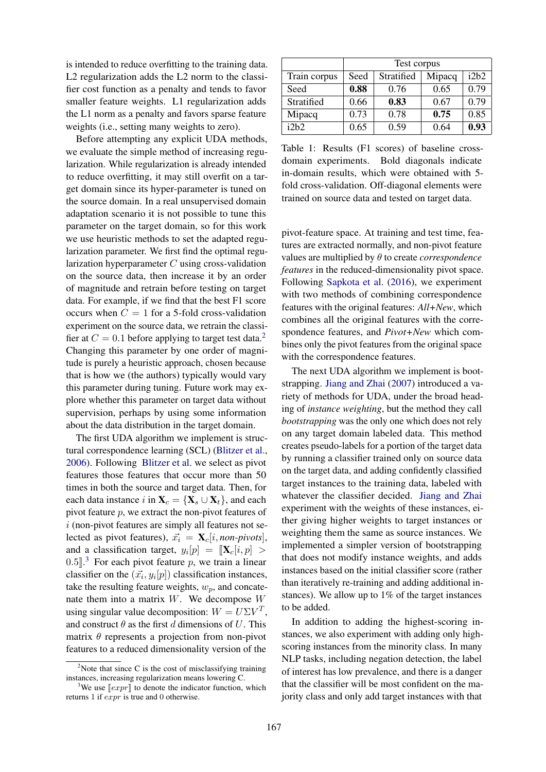is intended to reduce overfitting to the training data. L2 regularization adds the L2 norm to the classifier cost function as a penalty and tends to favor smaller feature weights. L1 regularization adds the L1 norm as a penalty and favors sparse feature weights (i.e., setting many weights to zero).

Before attempting any explicit UDA methods, we evaluate the simple method of increasing regularization. While regularization is already intended to reduce overfitting, it may still overfit on a target domain since its hyper-parameter is tuned on the source domain. In a real unsupervised domain adaptation scenario it is not possible to tune this parameter on the target domain, so for this work we use heuristic methods to set the adapted regularization parameter. We first find the optimal regularization hyperparameter $C$ using cross-validation on the source data, then increase it by an order of magnitude and retrain before testing on target data. For example, if we find that the best F1 score occurs when $C = 1$ for a 5-fold cross-validation experiment on the source data, we retrain the classifier at $C = 0.1$ before applying to target test data.[2] Changing this parameter by one order of magnitude is purely a heuristic approach, chosen because that is how we (the authors) typically would vary this parameter during tuning. Future work may explore whether this parameter on target data without supervision, perhaps by using some information about the data distribution in the target domain.

The first UDA algorithm we implement is structural correspondence learning (SCL) (Blitzer et al., 2006). Following Blitzer et al. we select as pivot features those features that occur more than 50 times in both the source and target data. Then, for each data instance $i$ in $\mathbf{X}_c = \{\mathbf{X}_s \cup \mathbf{X}_t\}$, and each pivot feature $p$, we extract the non-pivot features of $i$ (non-pivot features are simply all features not selected as pivot features), $\vec{x_i} = \mathbf{X}_c[i, \textit{non-pivots}]$, and a classification target, $y_i[p] = [\![\mathbf{X}_c[i,p] > 0.5]\!]$.[3] For each pivot feature $p$, we train a linear classifier on the $(\vec{x_i}, y_i[p])$ classification instances, take the resulting feature weights, $w_p$, and concatenate them into a matrix $W$. We decompose $W$ using singular value decomposition: $W = U \Sigma V^T$, and construct $\theta$ as the first $d$ dimensions of $U$. This matrix $\theta$ represents a projection from non-pivot features to a reduced dimensionality version of the pivot-feature space. At training and test time, features are extracted normally, and non-pivot feature values are multiplied by $\theta$ to create *correspondence features* in the reduced-dimensionality pivot space. Following Sapkota et al. (2016), we experiment with two methods of combining correspondence features with the original features: *All+New*, which combines all the original features with the correspondence features, and *Pivot+New* which combines only the pivot features from the original space with the correspondence features.

| | Test corpus | | | |
|---|---|---|---|---|
| Train corpus | Seed | Stratified | Mipacq | i2b2 |
| Seed | **0.88** | 0.76 | 0.65 | 0.79 |
| Stratified | 0.66 | **0.83** | 0.67 | 0.79 |
| Mipacq | 0.73 | 0.78 | **0.75** | 0.85 |
| i2b2 | 0.65 | 0.59 | 0.64 | **0.93** |

Table 1: Results (F1 scores) of baseline cross-domain experiments. Bold diagonals indicate in-domain results, which were obtained with 5-fold cross-validation. Off-diagonal elements were trained on source data and tested on target data.

The next UDA algorithm we implement is bootstrapping. Jiang and Zhai (2007) introduced a variety of methods for UDA, under the broad heading of *instance weighting*, but the method they call *bootstrapping* was the only one which does not rely on any target domain labeled data. This method creates pseudo-labels for a portion of the target data by running a classifier trained only on source data on the target data, and adding confidently classified target instances to the training data, labeled with whatever the classifier decided. Jiang and Zhai experiment with the weights of these instances, either giving higher weights to target instances or weighting them the same as source instances. We implemented a simpler version of bootstrapping that does not modify instance weights, and adds instances based on the initial classifier score (rather than iteratively re-training and adding additional instances). We allow up to 1% of the target instances to be added.

In addition to adding the highest-scoring instances, we also experiment with adding only high-scoring instances from the minority class. In many NLP tasks, including negation detection, the label of interest has low prevalence, and there is a danger that the classifier will be most confident on the majority class and only add target instances with that

[2] Note that since C is the cost of misclassifying training instances, increasing regularization means lowering C.

[3] We use $[\![expr]\!]$ to denote the indicator function, which returns 1 if $expr$ is true and 0 otherwise.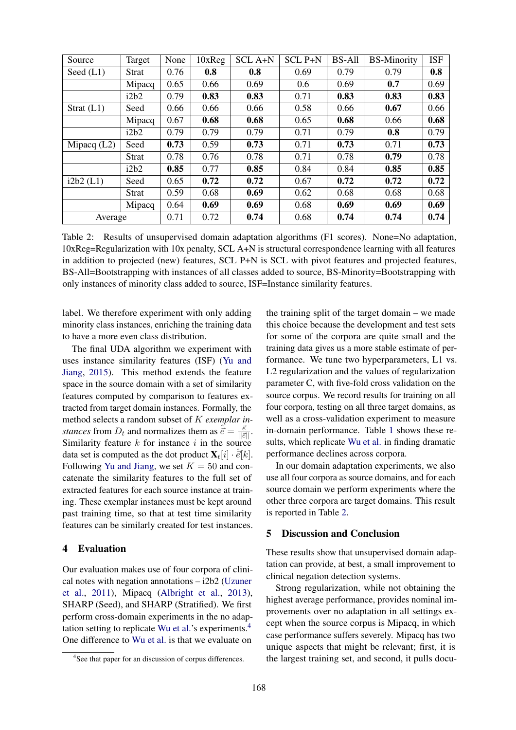| Source | Target | None | 10xReg | SCL A+N | SCL P+N | BS-All | BS-Minority | ISF |
|---|---|---|---|---|---|---|---|---|
| Seed (L1) | Strat | 0.76 | **0.8** | **0.8** | 0.69 | 0.79 | 0.79 | **0.8** |
| | Mipacq | 0.65 | 0.66 | 0.69 | 0.6 | 0.69 | **0.7** | 0.69 |
| | i2b2 | 0.79 | **0.83** | **0.83** | 0.71 | **0.83** | **0.83** | **0.83** |
| Strat (L1) | Seed | 0.66 | 0.66 | 0.66 | 0.58 | 0.66 | **0.67** | 0.66 |
| | Mipacq | 0.67 | **0.68** | **0.68** | 0.65 | **0.68** | 0.66 | **0.68** |
| | i2b2 | 0.79 | 0.79 | 0.79 | 0.71 | 0.79 | **0.8** | 0.79 |
| Mipacq (L2) | Seed | **0.73** | 0.59 | **0.73** | 0.71 | **0.73** | 0.71 | **0.73** |
| | Strat | 0.78 | 0.76 | 0.78 | 0.71 | 0.78 | **0.79** | 0.78 |
| | i2b2 | **0.85** | 0.77 | **0.85** | 0.84 | 0.84 | **0.85** | **0.85** |
| i2b2 (L1) | Seed | 0.65 | **0.72** | **0.72** | 0.67 | **0.72** | **0.72** | **0.72** |
| | Strat | 0.59 | 0.68 | **0.69** | 0.62 | 0.68 | 0.68 | 0.68 |
| | Mipacq | 0.64 | **0.69** | **0.69** | 0.68 | **0.69** | **0.69** | **0.69** |
| Average | | 0.71 | 0.72 | **0.74** | 0.68 | **0.74** | **0.74** | **0.74** |

Table 2: Results of unsupervised domain adaptation algorithms (F1 scores). None=No adaptation, 10xReg=Regularization with 10x penalty, SCL A+N is structural correspondence learning with all features in addition to projected (new) features, SCL P+N is SCL with pivot features and projected features, BS-All=Bootstrapping with instances of all classes added to source, BS-Minority=Bootstrapping with only instances of minority class added to source, ISF=Instance similarity features.

label. We therefore experiment with only adding minority class instances, enriching the training data to have a more even class distribution.

The final UDA algorithm we experiment with uses instance similarity features (ISF) (Yu and Jiang, 2015). This method extends the feature space in the source domain with a set of similarity features computed by comparison to features extracted from target domain instances. Formally, the method selects a random subset of $K$ *exemplar instances* from $D_t$ and normalizes them as $\hat{\vec{e}} = \frac{\vec{e}}{||\vec{e}||}$. Similarity feature $k$ for instance $i$ in the source data set is computed as the dot product $\mathbf{X}_t[i] \cdot \hat{\vec{e}}[k]$. Following Yu and Jiang, we set $K = 50$ and concatenate the similarity features to the full set of extracted features for each source instance at training. These exemplar instances must be kept around past training time, so that at test time similarity features can be similarly created for test instances.

## 4 Evaluation

Our evaluation makes use of four corpora of clinical notes with negation annotations – i2b2 (Uzuner et al., 2011), Mipacq (Albright et al., 2013), SHARP (Seed), and SHARP (Stratified). We first perform cross-domain experiments in the no adaptation setting to replicate Wu et al.'s experiments.[4] One difference to Wu et al. is that we evaluate on the training split of the target domain – we made this choice because the development and test sets for some of the corpora are quite small and the training data gives us a more stable estimate of performance. We tune two hyperparameters, L1 vs. L2 regularization and the values of regularization parameter C, with five-fold cross validation on the source corpus. We record results for training on all four corpora, testing on all three target domains, as well as a cross-validation experiment to measure in-domain performance. Table 1 shows these results, which replicate Wu et al. in finding dramatic performance declines across corpora.

In our domain adaptation experiments, we also use all four corpora as source domains, and for each source domain we perform experiments where the other three corpora are target domains. This result is reported in Table 2.

[4]See that paper for an discussion of corpus differences.

## 5 Discussion and Conclusion

These results show that unsupervised domain adaptation can provide, at best, a small improvement to clinical negation detection systems.

Strong regularization, while not obtaining the highest average performance, provides nominal improvements over no adaptation in all settings except when the source corpus is Mipacq, in which case performance suffers severely. Mipacq has two unique aspects that might be relevant; first, it is the largest training set, and second, it pulls docu-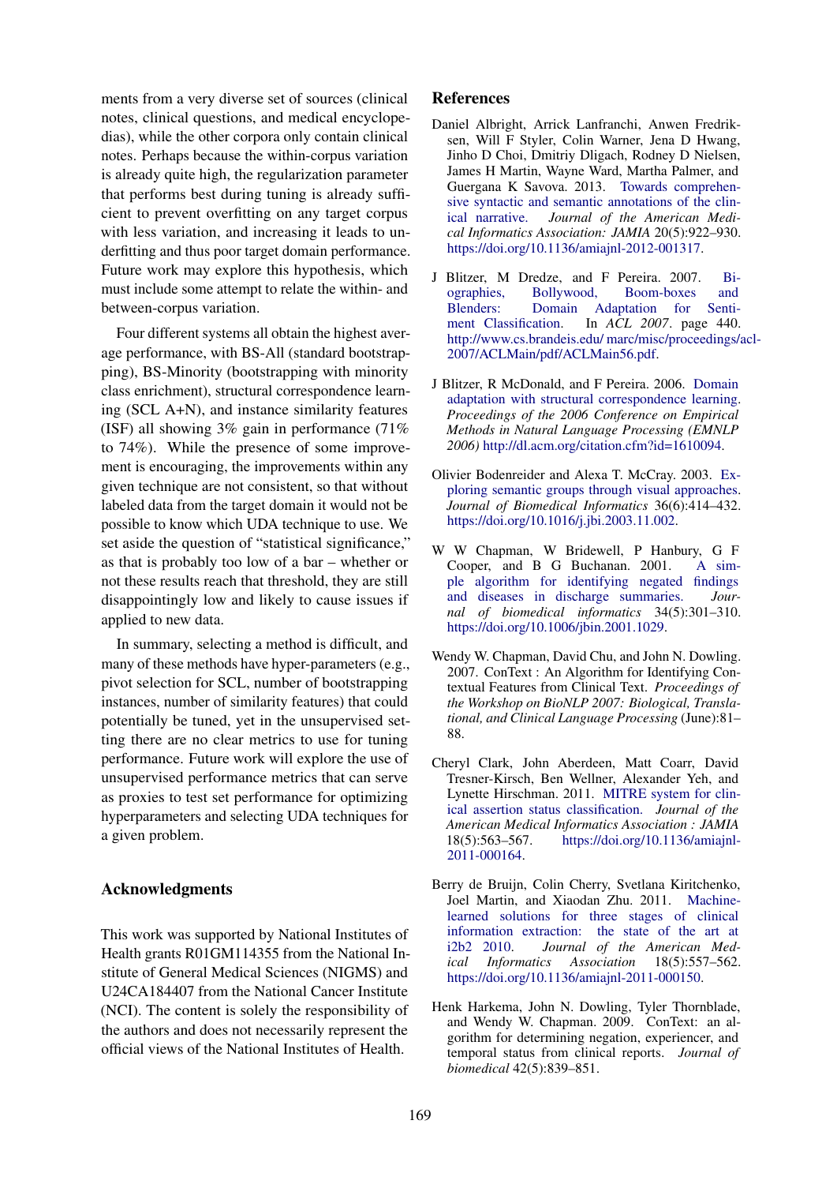ments from a very diverse set of sources (clinical notes, clinical questions, and medical encyclopedias), while the other corpora only contain clinical notes. Perhaps because the within-corpus variation is already quite high, the regularization parameter that performs best during tuning is already sufficient to prevent overfitting on any target corpus with less variation, and increasing it leads to underfitting and thus poor target domain performance. Future work may explore this hypothesis, which must include some attempt to relate the within- and between-corpus variation.

Four different systems all obtain the highest average performance, with BS-All (standard bootstrapping), BS-Minority (bootstrapping with minority class enrichment), structural correspondence learning (SCL A+N), and instance similarity features (ISF) all showing 3% gain in performance (71% to 74%). While the presence of some improvement is encouraging, the improvements within any given technique are not consistent, so that without labeled data from the target domain it would not be possible to know which UDA technique to use. We set aside the question of "statistical significance," as that is probably too low of a bar – whether or not these results reach that threshold, they are still disappointingly low and likely to cause issues if applied to new data.

In summary, selecting a method is difficult, and many of these methods have hyper-parameters (e.g., pivot selection for SCL, number of bootstrapping instances, number of similarity features) that could potentially be tuned, yet in the unsupervised setting there are no clear metrics to use for tuning performance. Future work will explore the use of unsupervised performance metrics that can serve as proxies to test set performance for optimizing hyperparameters and selecting UDA techniques for a given problem.

## Acknowledgments

This work was supported by National Institutes of Health grants R01GM114355 from the National Institute of General Medical Sciences (NIGMS) and U24CA184407 from the National Cancer Institute (NCI). The content is solely the responsibility of the authors and does not necessarily represent the official views of the National Institutes of Health.

## References

Daniel Albright, Arrick Lanfranchi, Anwen Fredriksen, Will F Styler, Colin Warner, Jena D Hwang, Jinho D Choi, Dmitriy Dligach, Rodney D Nielsen, James H Martin, Wayne Ward, Martha Palmer, and Guergana K Savova. 2013. Towards comprehensive syntactic and semantic annotations of the clinical narrative. *Journal of the American Medical Informatics Association: JAMIA* 20(5):922–930. https://doi.org/10.1136/amiajnl-2012-001317.

J Blitzer, M Dredze, and F Pereira. 2007. Biographies, Bollywood, Boom-boxes and Blenders: Domain Adaptation for Sentiment Classification. In *ACL 2007*. page 440. http://www.cs.brandeis.edu/ marc/misc/proceedings/acl-2007/ACLMain/pdf/ACLMain56.pdf.

J Blitzer, R McDonald, and F Pereira. 2006. Domain adaptation with structural correspondence learning. *Proceedings of the 2006 Conference on Empirical Methods in Natural Language Processing (EMNLP 2006)* http://dl.acm.org/citation.cfm?id=1610094.

Olivier Bodenreider and Alexa T. McCray. 2003. Exploring semantic groups through visual approaches. *Journal of Biomedical Informatics* 36(6):414–432. https://doi.org/10.1016/j.jbi.2003.11.002.

W W Chapman, W Bridewell, P Hanbury, G F Cooper, and B G Buchanan. 2001. A simple algorithm for identifying negated findings and diseases in discharge summaries. *Journal of biomedical informatics* 34(5):301–310. https://doi.org/10.1006/jbin.2001.1029.

Wendy W. Chapman, David Chu, and John N. Dowling. 2007. ConText : An Algorithm for Identifying Contextual Features from Clinical Text. *Proceedings of the Workshop on BioNLP 2007: Biological, Translational, and Clinical Language Processing* (June):81–88.

Cheryl Clark, John Aberdeen, Matt Coarr, David Tresner-Kirsch, Ben Wellner, Alexander Yeh, and Lynette Hirschman. 2011. MITRE system for clinical assertion status classification. *Journal of the American Medical Informatics Association : JAMIA* 18(5):563–567. https://doi.org/10.1136/amiajnl-2011-000164.

Berry de Bruijn, Colin Cherry, Svetlana Kiritchenko, Joel Martin, and Xiaodan Zhu. 2011. Machine-learned solutions for three stages of clinical information extraction: the state of the art at i2b2 2010. *Journal of the American Medical Informatics Association* 18(5):557–562. https://doi.org/10.1136/amiajnl-2011-000150.

Henk Harkema, John N. Dowling, Tyler Thornblade, and Wendy W. Chapman. 2009. ConText: an algorithm for determining negation, experiencer, and temporal status from clinical reports. *Journal of biomedical* 42(5):839–851.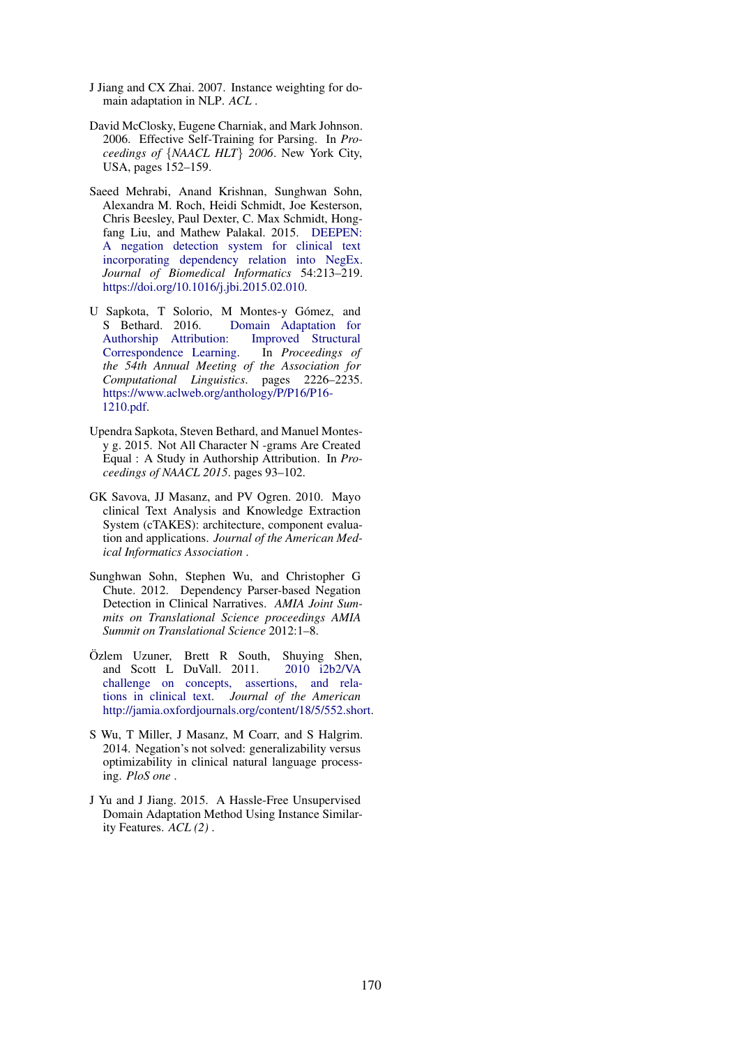J Jiang and CX Zhai. 2007. Instance weighting for domain adaptation in NLP. *ACL* .

David McClosky, Eugene Charniak, and Mark Johnson. 2006. Effective Self-Training for Parsing. In *Proceedings of {NAACL HLT} 2006*. New York City, USA, pages 152–159.

Saeed Mehrabi, Anand Krishnan, Sunghwan Sohn, Alexandra M. Roch, Heidi Schmidt, Joe Kesterson, Chris Beesley, Paul Dexter, C. Max Schmidt, Hongfang Liu, and Mathew Palakal. 2015. DEEPEN: A negation detection system for clinical text incorporating dependency relation into NegEx. *Journal of Biomedical Informatics* 54:213–219. https://doi.org/10.1016/j.jbi.2015.02.010.

U Sapkota, T Solorio, M Montes-y Gómez, and S Bethard. 2016. Domain Adaptation for Authorship Attribution: Improved Structural Correspondence Learning. In *Proceedings of the 54th Annual Meeting of the Association for Computational Linguistics*. pages 2226–2235. https://www.aclweb.org/anthology/P/P16/P16-1210.pdf.

Upendra Sapkota, Steven Bethard, and Manuel Montes-y g. 2015. Not All Character N -grams Are Created Equal : A Study in Authorship Attribution. In *Proceedings of NAACL 2015*. pages 93–102.

GK Savova, JJ Masanz, and PV Ogren. 2010. Mayo clinical Text Analysis and Knowledge Extraction System (cTAKES): architecture, component evaluation and applications. *Journal of the American Medical Informatics Association* .

Sunghwan Sohn, Stephen Wu, and Christopher G Chute. 2012. Dependency Parser-based Negation Detection in Clinical Narratives. *AMIA Joint Summits on Translational Science proceedings AMIA Summit on Translational Science* 2012:1–8.

Özlem Uzuner, Brett R South, Shuying Shen, and Scott L DuVall. 2011. 2010 i2b2/VA challenge on concepts, assertions, and relations in clinical text. *Journal of the American* http://jamia.oxfordjournals.org/content/18/5/552.short.

S Wu, T Miller, J Masanz, M Coarr, and S Halgrim. 2014. Negation's not solved: generalizability versus optimizability in clinical natural language processing. *PloS one* .

J Yu and J Jiang. 2015. A Hassle-Free Unsupervised Domain Adaptation Method Using Instance Similarity Features. *ACL (2)* .